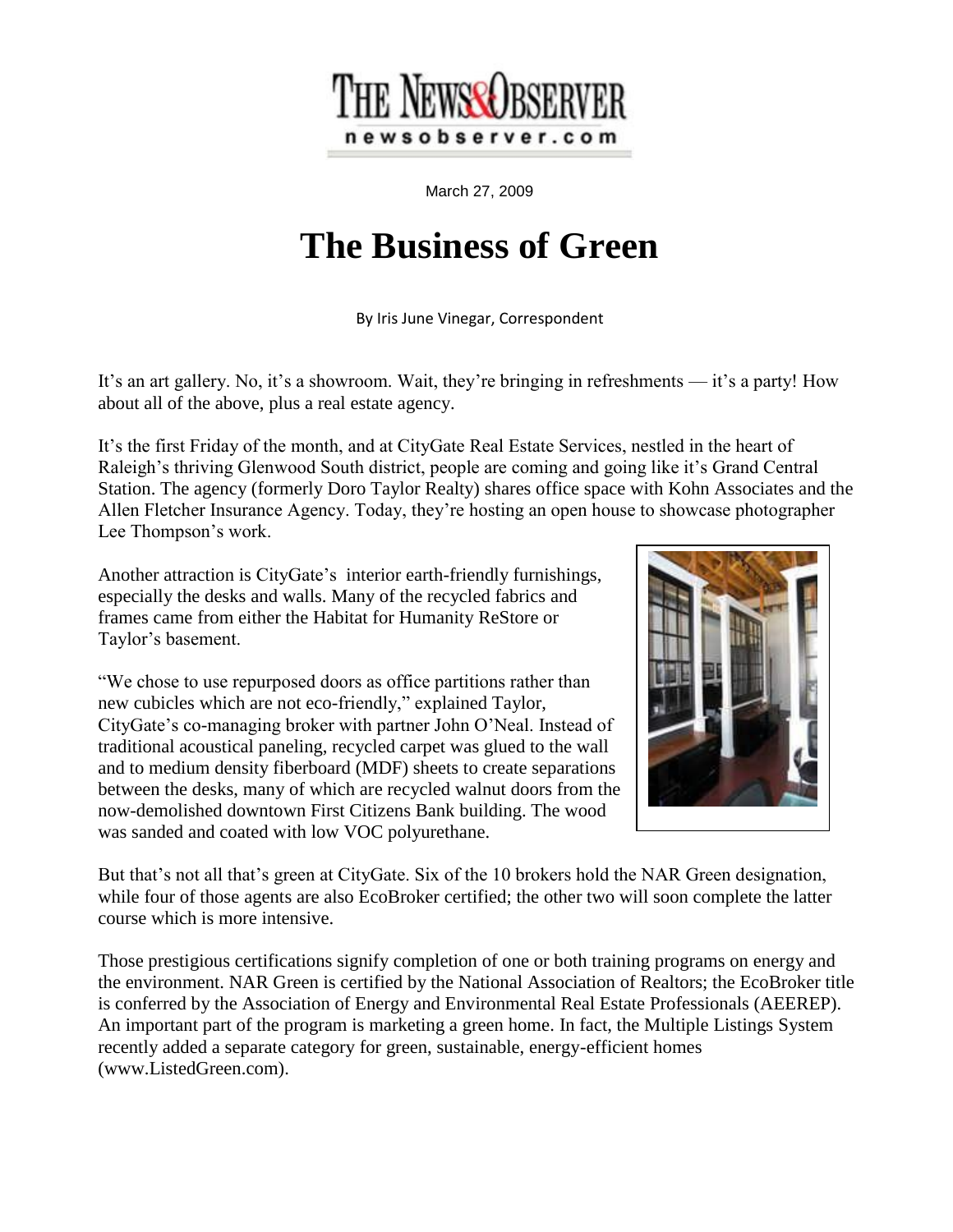THE NEWS&OBSERVER

newsobserver.com

March 27, 2009

# The Business of Green

By Iris June Vinegar, Correspondent

It's an art gallery. No, it's a showroom. Wait, they're bringing in refreshments — it's a party! How about all of the above, plus a real estate agency.

It's the first Friday of the month, and at CityGate Real Estate Services, nestled in the heart of Raleigh's thriving Glenwood South district, people are coming and going like it's Grand Central Station. The agency (formerly Doro Taylor Realty) shares office space with Kohn Associates and the Allen Fletcher Insurance Agency. Today, they're hosting an open house to showcase photographer Lee Thompson's work.

Another attraction is CityGate's interior earth-friendly furnishings, especially the desks and walls. Many of the recycled fabrics and frames came from either the Habitat for Humanity ReStore or Taylor's basement.

"We chose to use repurposed doors as office partitions rather than new cubicles which are not eco-friendly," explained Taylor, CityGate's co-managing broker with partner John O'Neal. Instead of traditional acoustical paneling, recycled carpet was glued to the wall and to medium density fiberboard (MDF) sheets to create separations between the desks, many of which are recycled walnut doors from the now-demolished downtown First Citizens Bank building. The wood was sanded and coated with low VOC polyurethane.

But that's not all that's green at CityGate. Six of the 10 brokers hold the NAR Green designation, while four of those agents are also EcoBroker certified; the other two will soon complete the latter course which is more intensive.

Those prestigious certifications signify completion of one or both training programs on energy and the environment. NAR Green is certified by the National Association of Realtors; the EcoBroker title is conferred by the Association of Energy and Environmental Real Estate Professionals (AEEREP). An important part of the program is marketing a green home. In fact, the Multiple Listings System recently added a separate category for green, sustainable, energy-efficient homes (www.ListedGreen.com).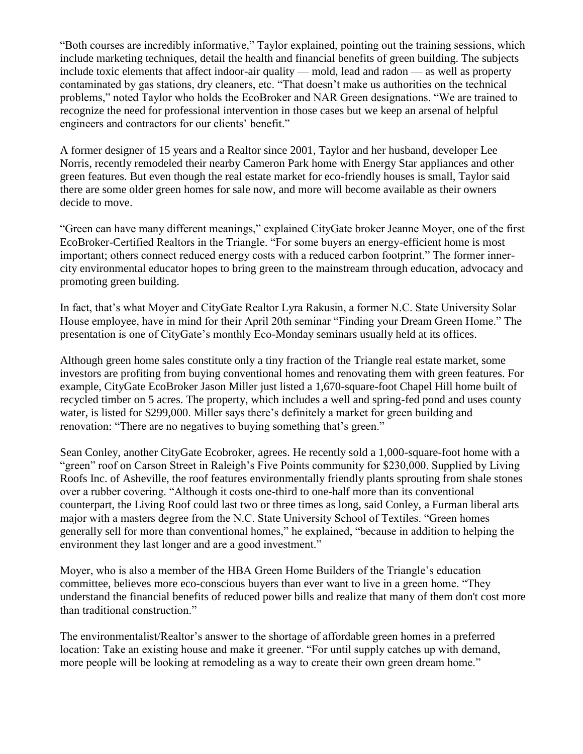"Both courses are incredibly informative," Taylor explained, pointing out the training sessions, which include marketing techniques, detail the health and financial benefits of green building. The subjects include toxic elements that affect indoor-air quality — mold, lead and radon — as well as property contaminated by gas stations, dry cleaners, etc. "That doesn't make us authorities on the technical problems," noted Taylor who holds the EcoBroker and NAR Green designations. "We are trained to recognize the need for professional intervention in those cases but we keep an arsenal of helpful engineers and contractors for our clients' benefit."

A former designer of 15 years and a Realtor since 2001, Taylor and her husband, developer Lee Norris, recently remodeled their nearby Cameron Park home with Energy Star appliances and other green features. But even though the real estate market for eco-friendly houses is small, Taylor said there are some older green homes for sale now, and more will become available as their owners decide to move.

"Green can have many different meanings," explained CityGate broker Jeanne Moyer, one of the first EcoBroker-Certified Realtors in the Triangle. "For some buyers an energy-efficient home is most important; others connect reduced energy costs with a reduced carbon footprint." The former inner-city environmental educator hopes to bring green to the mainstream through education, advocacy and promoting green building.

In fact, that's what Moyer and CityGate Realtor Lyra Rakusin, a former N.C. State University Solar House employee, have in mind for their April 20th seminar "Finding your Dream Green Home." The presentation is one of CityGate's monthly Eco-Monday seminars usually held at its offices.

Although green home sales constitute only a tiny fraction of the Triangle real estate market, some investors are profiting from buying conventional homes and renovating them with green features. For example, CityGate EcoBroker Jason Miller just listed a 1,670-square-foot Chapel Hill home built of recycled timber on 5 acres. The property, which includes a well and spring-fed pond and uses county water, is listed for $299,000. Miller says there's definitely a market for green building and renovation: "There are no negatives to buying something that's green."

Sean Conley, another CityGate Ecobroker, agrees. He recently sold a 1,000-square-foot home with a "green" roof on Carson Street in Raleigh's Five Points community for $230,000. Supplied by Living Roofs Inc. of Asheville, the roof features environmentally friendly plants sprouting from shale stones over a rubber covering. "Although it costs one-third to one-half more than its conventional counterpart, the Living Roof could last two or three times as long, said Conley, a Furman liberal arts major with a masters degree from the N.C. State University School of Textiles. "Green homes generally sell for more than conventional homes," he explained, "because in addition to helping the environment they last longer and are a good investment."

Moyer, who is also a member of the HBA Green Home Builders of the Triangle's education committee, believes more eco-conscious buyers than ever want to live in a green home. "They understand the financial benefits of reduced power bills and realize that many of them don't cost more than traditional construction."

The environmentalist/Realtor's answer to the shortage of affordable green homes in a preferred location: Take an existing house and make it greener. "For until supply catches up with demand, more people will be looking at remodeling as a way to create their own green dream home."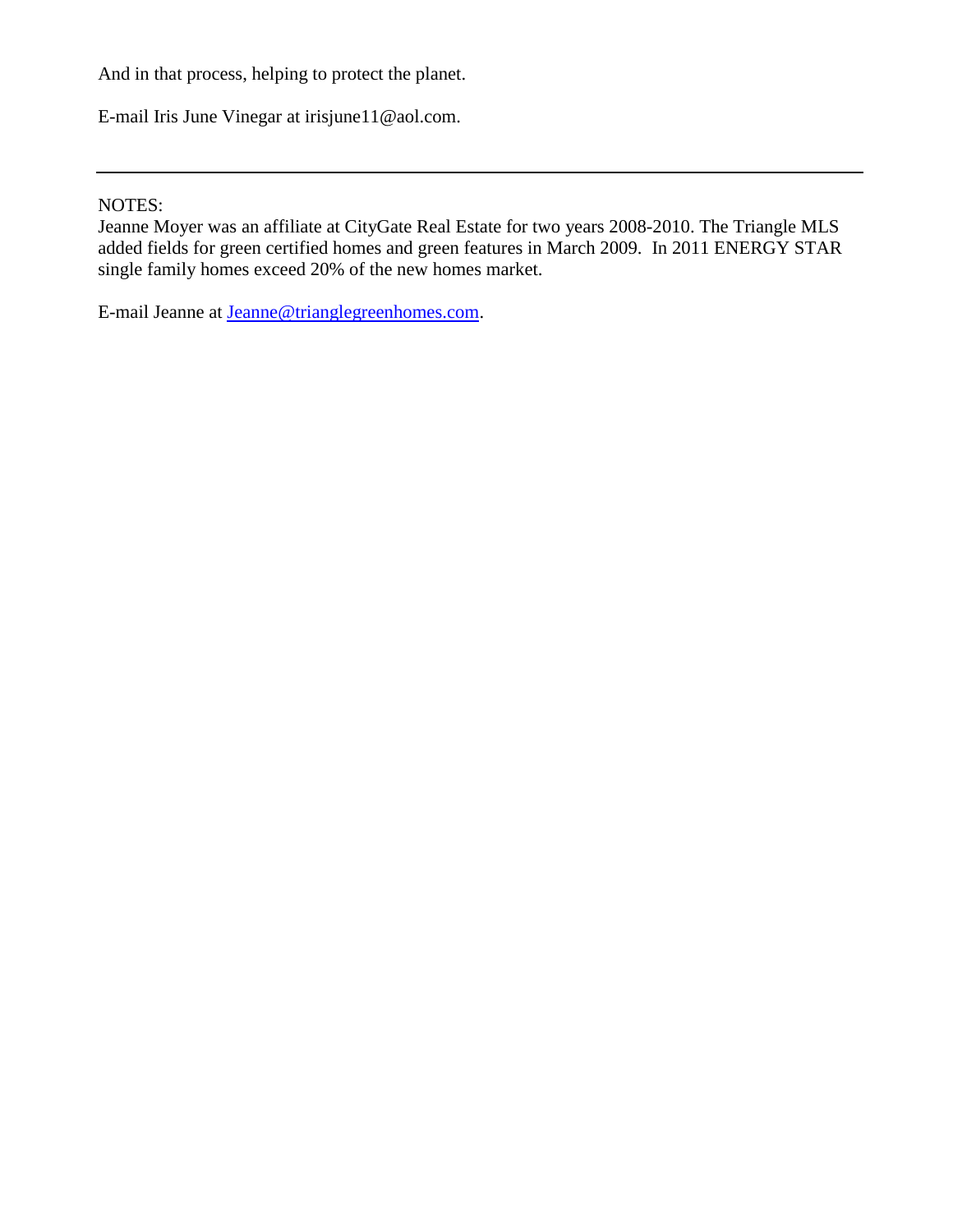And in that process, helping to protect the planet.

E-mail Iris June Vinegar at irisjune11@aol.com.

---

NOTES:
Jeanne Moyer was an affiliate at CityGate Real Estate for two years 2008-2010. The Triangle MLS added fields for green certified homes and green features in March 2009. In 2011 ENERGY STAR single family homes exceed 20% of the new homes market.

E-mail Jeanne at Jeanne@trianglegreenhomes.com.